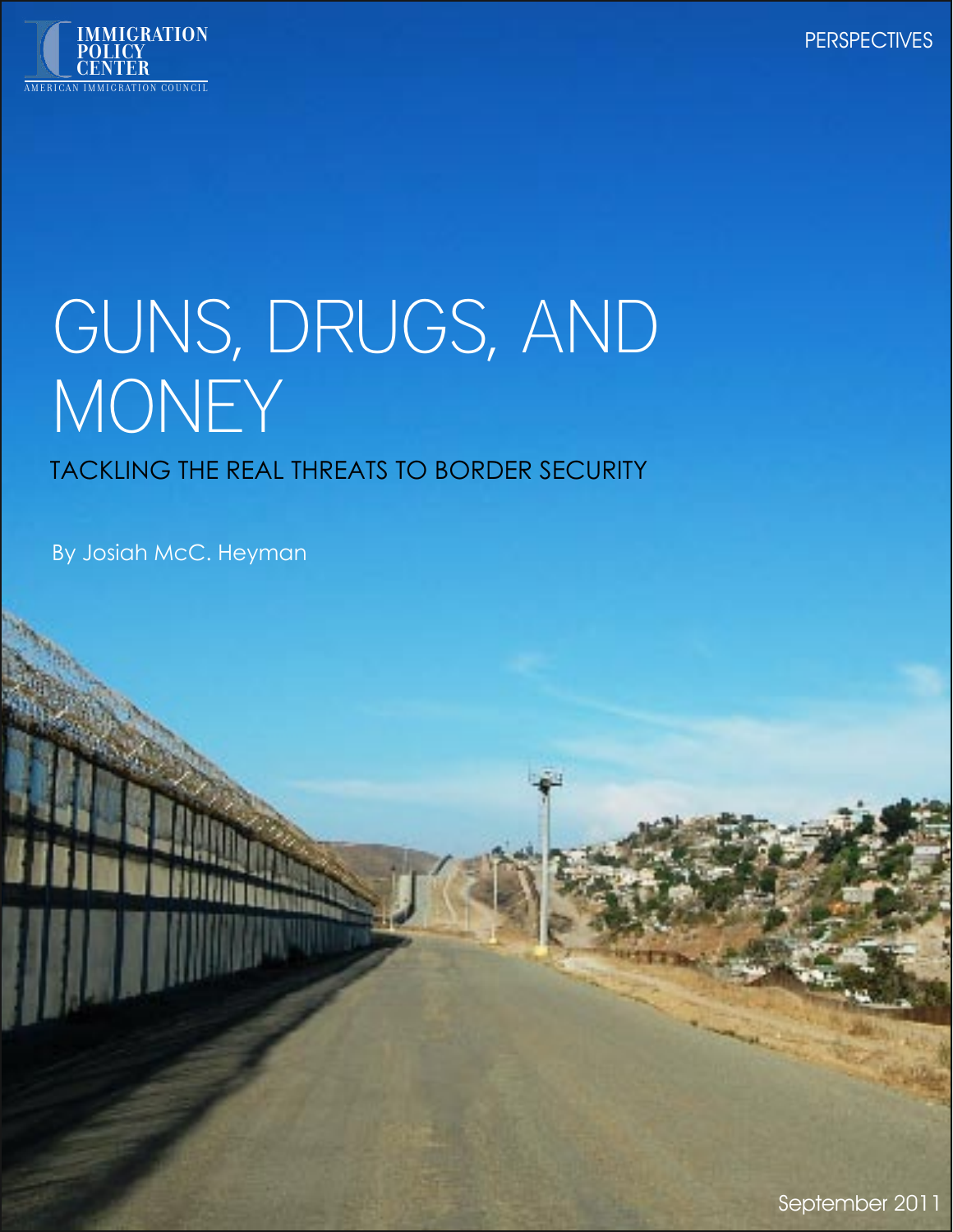IMMIGRATION POLICY CENTER

AMERICAN IMMIGRATION COUNCIL

PERSPECTIVES

# GUNS, DRUGS, AND MONEY

## TACKLING THE REAL THREATS TO BORDER SECURITY

By Josiah McC. Heyman

September 2011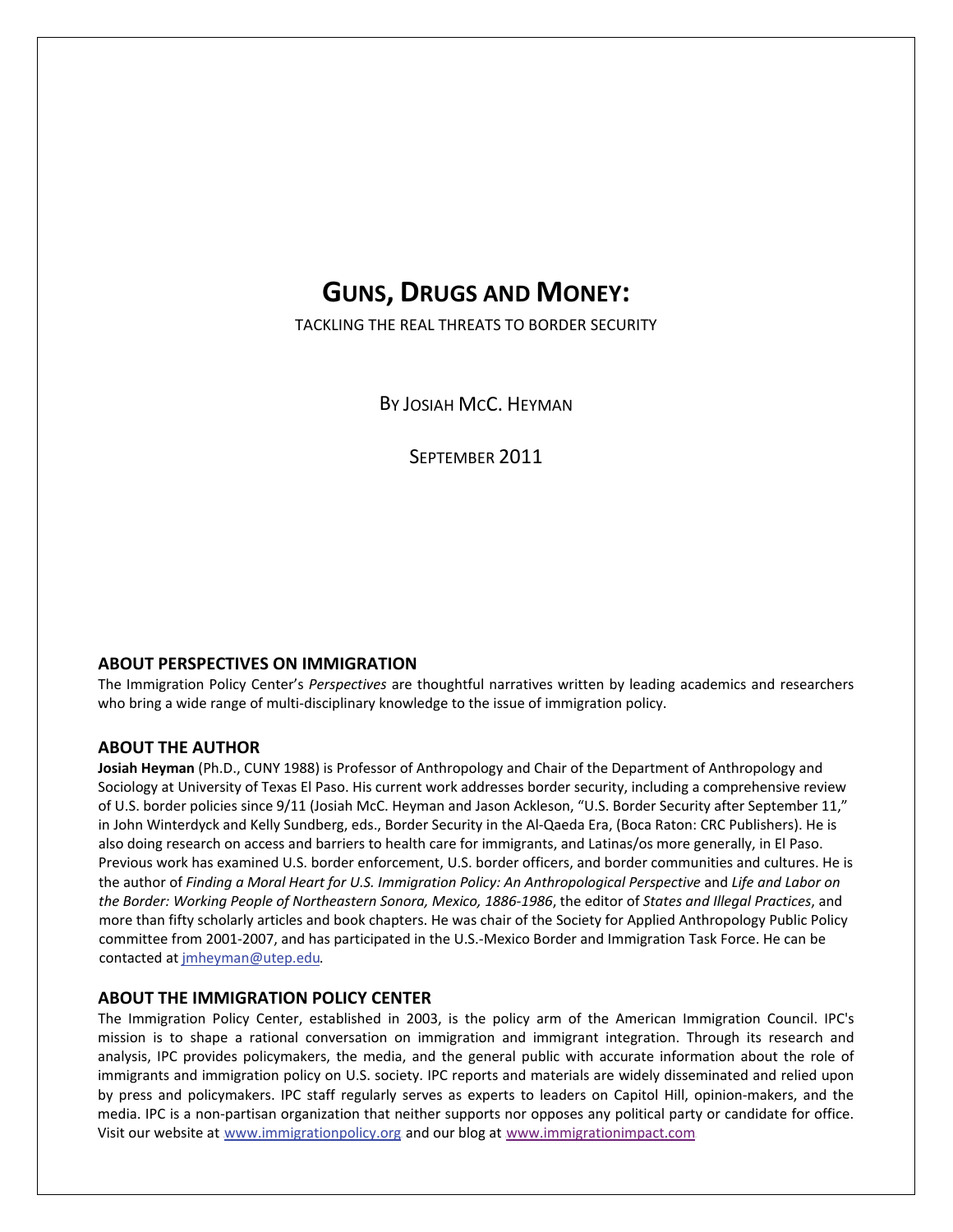# GUNS, DRUGS AND MONEY:

TACKLING THE REAL THREATS TO BORDER SECURITY

BY JOSIAH MCC. HEYMAN

SEPTEMBER 2011

## ABOUT PERSPECTIVES ON IMMIGRATION

The Immigration Policy Center's *Perspectives* are thoughtful narratives written by leading academics and researchers who bring a wide range of multi-disciplinary knowledge to the issue of immigration policy.

## ABOUT THE AUTHOR

**Josiah Heyman** (Ph.D., CUNY 1988) is Professor of Anthropology and Chair of the Department of Anthropology and Sociology at University of Texas El Paso. His current work addresses border security, including a comprehensive review of U.S. border policies since 9/11 (Josiah McC. Heyman and Jason Ackleson, "U.S. Border Security after September 11," in John Winterdyck and Kelly Sundberg, eds., Border Security in the Al-Qaeda Era, (Boca Raton: CRC Publishers). He is also doing research on access and barriers to health care for immigrants, and Latinas/os more generally, in El Paso. Previous work has examined U.S. border enforcement, U.S. border officers, and border communities and cultures. He is the author of *Finding a Moral Heart for U.S. Immigration Policy: An Anthropological Perspective* and *Life and Labor on the Border: Working People of Northeastern Sonora, Mexico, 1886-1986*, the editor of *States and Illegal Practices*, and more than fifty scholarly articles and book chapters. He was chair of the Society for Applied Anthropology Public Policy committee from 2001-2007, and has participated in the U.S.-Mexico Border and Immigration Task Force. He can be contacted at jmheyman@utep.edu.

## ABOUT THE IMMIGRATION POLICY CENTER

The Immigration Policy Center, established in 2003, is the policy arm of the American Immigration Council. IPC's mission is to shape a rational conversation on immigration and immigrant integration. Through its research and analysis, IPC provides policymakers, the media, and the general public with accurate information about the role of immigrants and immigration policy on U.S. society. IPC reports and materials are widely disseminated and relied upon by press and policymakers. IPC staff regularly serves as experts to leaders on Capitol Hill, opinion-makers, and the media. IPC is a non-partisan organization that neither supports nor opposes any political party or candidate for office. Visit our website at www.immigrationpolicy.org and our blog at www.immigrationimpact.com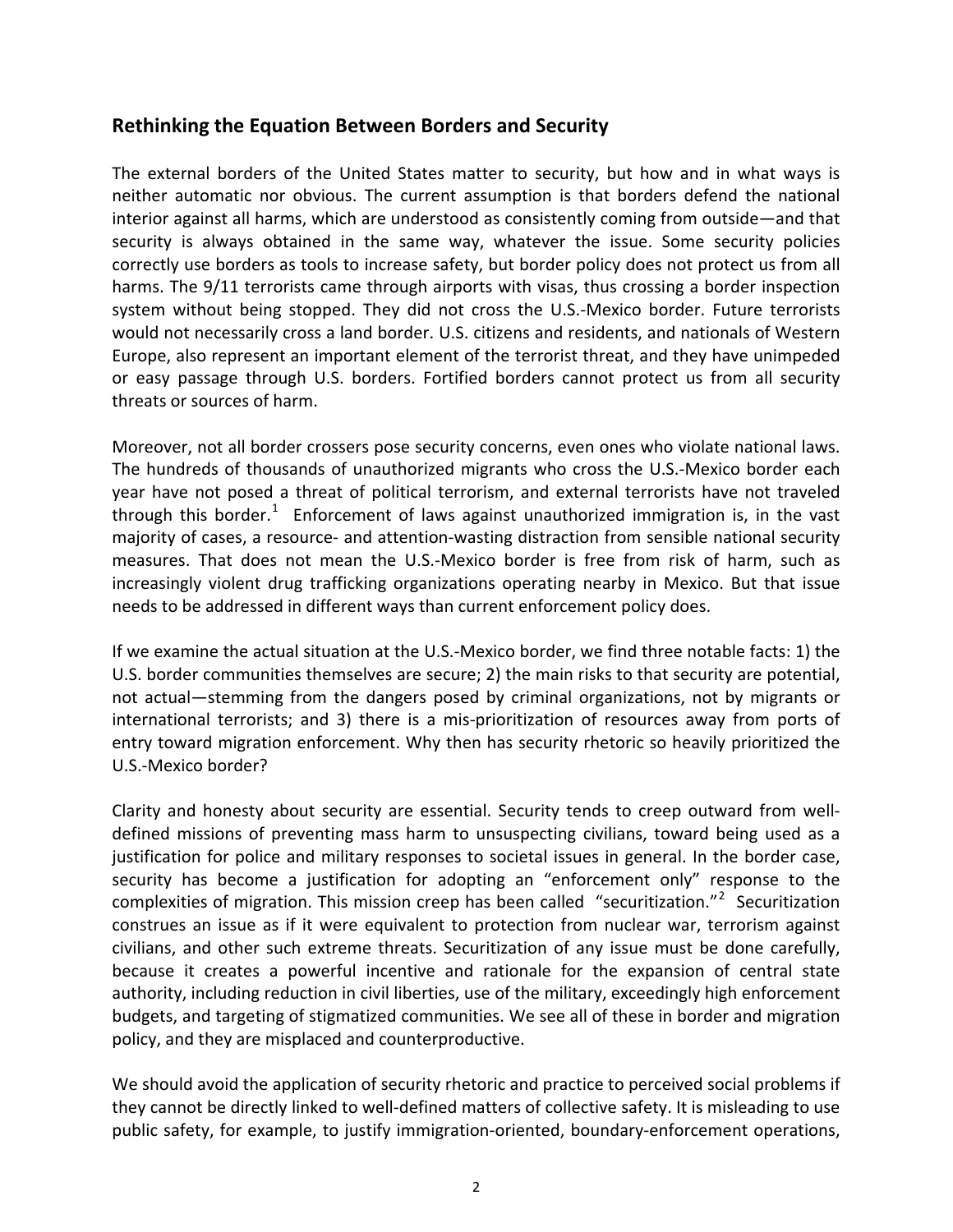## Rethinking the Equation Between Borders and Security

The external borders of the United States matter to security, but how and in what ways is neither automatic nor obvious. The current assumption is that borders defend the national interior against all harms, which are understood as consistently coming from outside—and that security is always obtained in the same way, whatever the issue. Some security policies correctly use borders as tools to increase safety, but border policy does not protect us from all harms. The 9/11 terrorists came through airports with visas, thus crossing a border inspection system without being stopped. They did not cross the U.S.-Mexico border. Future terrorists would not necessarily cross a land border. U.S. citizens and residents, and nationals of Western Europe, also represent an important element of the terrorist threat, and they have unimpeded or easy passage through U.S. borders. Fortified borders cannot protect us from all security threats or sources of harm.

Moreover, not all border crossers pose security concerns, even ones who violate national laws. The hundreds of thousands of unauthorized migrants who cross the U.S.-Mexico border each year have not posed a threat of political terrorism, and external terrorists have not traveled through this border.[1] Enforcement of laws against unauthorized immigration is, in the vast majority of cases, a resource- and attention-wasting distraction from sensible national security measures. That does not mean the U.S.-Mexico border is free from risk of harm, such as increasingly violent drug trafficking organizations operating nearby in Mexico. But that issue needs to be addressed in different ways than current enforcement policy does.

If we examine the actual situation at the U.S.-Mexico border, we find three notable facts: 1) the U.S. border communities themselves are secure; 2) the main risks to that security are potential, not actual—stemming from the dangers posed by criminal organizations, not by migrants or international terrorists; and 3) there is a mis-prioritization of resources away from ports of entry toward migration enforcement. Why then has security rhetoric so heavily prioritized the U.S.-Mexico border?

Clarity and honesty about security are essential. Security tends to creep outward from well-defined missions of preventing mass harm to unsuspecting civilians, toward being used as a justification for police and military responses to societal issues in general. In the border case, security has become a justification for adopting an "enforcement only" response to the complexities of migration. This mission creep has been called "securitization."[2] Securitization construes an issue as if it were equivalent to protection from nuclear war, terrorism against civilians, and other such extreme threats. Securitization of any issue must be done carefully, because it creates a powerful incentive and rationale for the expansion of central state authority, including reduction in civil liberties, use of the military, exceedingly high enforcement budgets, and targeting of stigmatized communities. We see all of these in border and migration policy, and they are misplaced and counterproductive.

We should avoid the application of security rhetoric and practice to perceived social problems if they cannot be directly linked to well-defined matters of collective safety. It is misleading to use public safety, for example, to justify immigration-oriented, boundary-enforcement operations,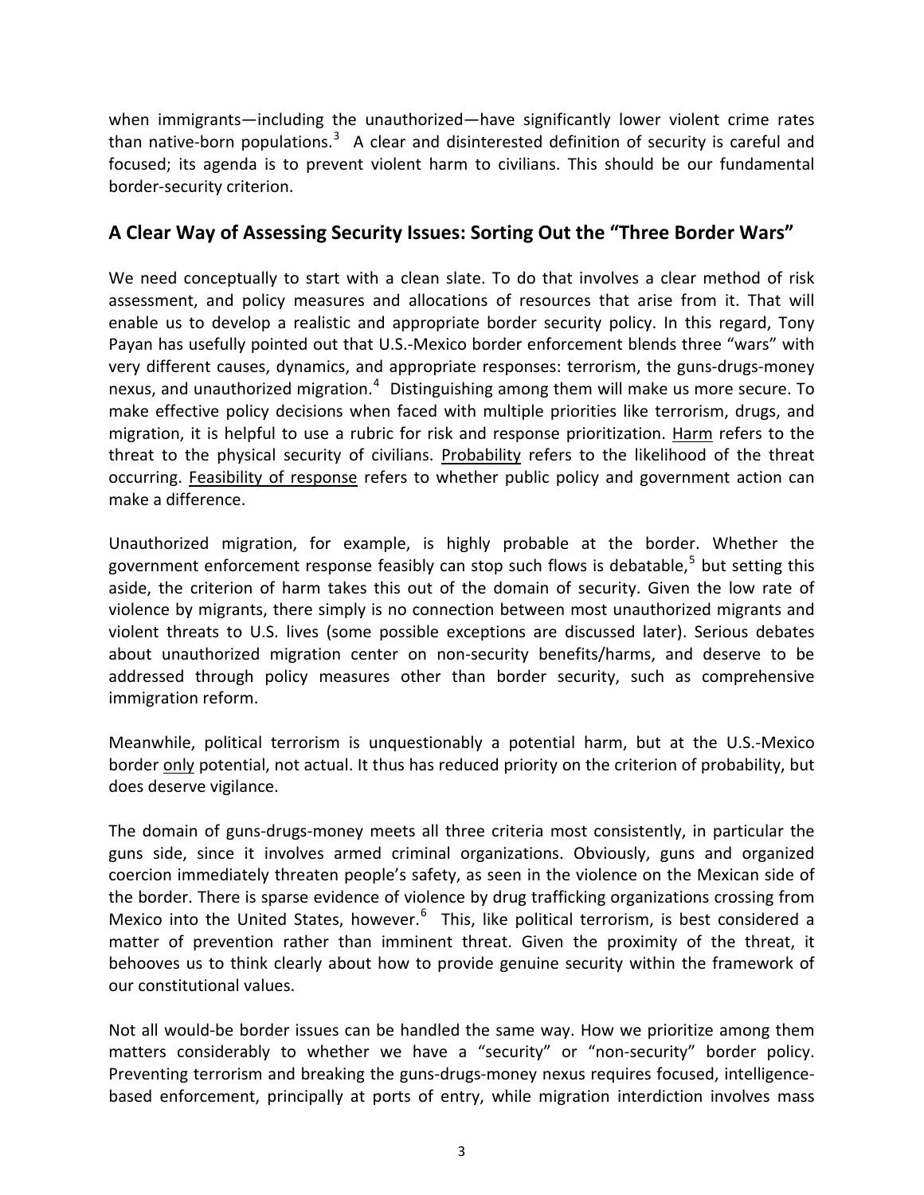when immigrants—including the unauthorized—have significantly lower violent crime rates than native-born populations.[3] A clear and disinterested definition of security is careful and focused; its agenda is to prevent violent harm to civilians. This should be our fundamental border-security criterion.

## A Clear Way of Assessing Security Issues: Sorting Out the "Three Border Wars"

We need conceptually to start with a clean slate. To do that involves a clear method of risk assessment, and policy measures and allocations of resources that arise from it. That will enable us to develop a realistic and appropriate border security policy. In this regard, Tony Payan has usefully pointed out that U.S.-Mexico border enforcement blends three "wars" with very different causes, dynamics, and appropriate responses: terrorism, the guns-drugs-money nexus, and unauthorized migration.[4] Distinguishing among them will make us more secure. To make effective policy decisions when faced with multiple priorities like terrorism, drugs, and migration, it is helpful to use a rubric for risk and response prioritization. <u>Harm</u> refers to the threat to the physical security of civilians. <u>Probability</u> refers to the likelihood of the threat occurring. <u>Feasibility of response</u> refers to whether public policy and government action can make a difference.

Unauthorized migration, for example, is highly probable at the border. Whether the government enforcement response feasibly can stop such flows is debatable,[5] but setting this aside, the criterion of harm takes this out of the domain of security. Given the low rate of violence by migrants, there simply is no connection between most unauthorized migrants and violent threats to U.S. lives (some possible exceptions are discussed later). Serious debates about unauthorized migration center on non-security benefits/harms, and deserve to be addressed through policy measures other than border security, such as comprehensive immigration reform.

Meanwhile, political terrorism is unquestionably a potential harm, but at the U.S.-Mexico border <u>only</u> potential, not actual. It thus has reduced priority on the criterion of probability, but does deserve vigilance.

The domain of guns-drugs-money meets all three criteria most consistently, in particular the guns side, since it involves armed criminal organizations. Obviously, guns and organized coercion immediately threaten people's safety, as seen in the violence on the Mexican side of the border. There is sparse evidence of violence by drug trafficking organizations crossing from Mexico into the United States, however.[6] This, like political terrorism, is best considered a matter of prevention rather than imminent threat. Given the proximity of the threat, it behooves us to think clearly about how to provide genuine security within the framework of our constitutional values.

Not all would-be border issues can be handled the same way. How we prioritize among them matters considerably to whether we have a "security" or "non-security" border policy. Preventing terrorism and breaking the guns-drugs-money nexus requires focused, intelligence-based enforcement, principally at ports of entry, while migration interdiction involves mass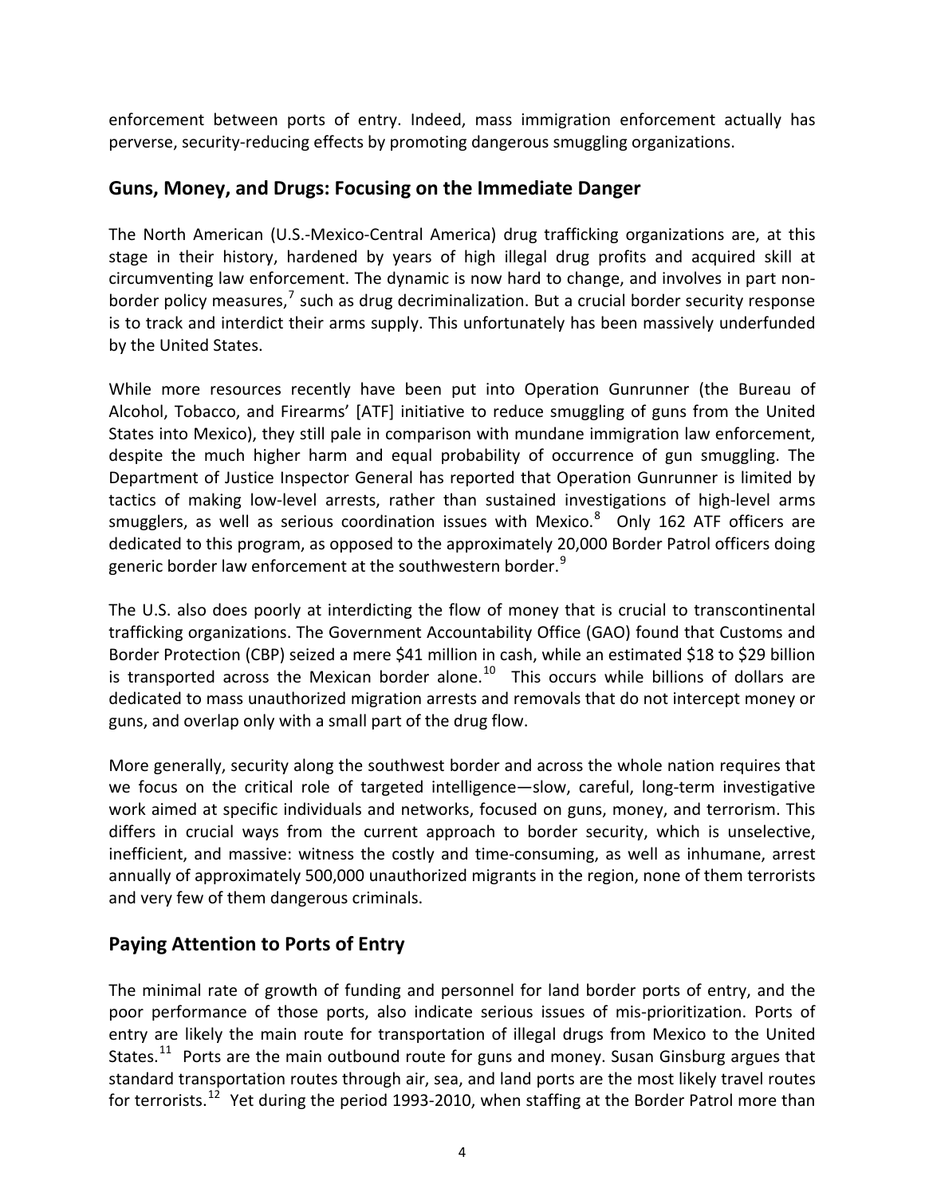enforcement between ports of entry. Indeed, mass immigration enforcement actually has perverse, security-reducing effects by promoting dangerous smuggling organizations.

## Guns, Money, and Drugs: Focusing on the Immediate Danger

The North American (U.S.-Mexico-Central America) drug trafficking organizations are, at this stage in their history, hardened by years of high illegal drug profits and acquired skill at circumventing law enforcement. The dynamic is now hard to change, and involves in part non-border policy measures,[7] such as drug decriminalization. But a crucial border security response is to track and interdict their arms supply. This unfortunately has been massively underfunded by the United States.

While more resources recently have been put into Operation Gunrunner (the Bureau of Alcohol, Tobacco, and Firearms' [ATF] initiative to reduce smuggling of guns from the United States into Mexico), they still pale in comparison with mundane immigration law enforcement, despite the much higher harm and equal probability of occurrence of gun smuggling. The Department of Justice Inspector General has reported that Operation Gunrunner is limited by tactics of making low-level arrests, rather than sustained investigations of high-level arms smugglers, as well as serious coordination issues with Mexico.[8] Only 162 ATF officers are dedicated to this program, as opposed to the approximately 20,000 Border Patrol officers doing generic border law enforcement at the southwestern border.[9]

The U.S. also does poorly at interdicting the flow of money that is crucial to transcontinental trafficking organizations. The Government Accountability Office (GAO) found that Customs and Border Protection (CBP) seized a mere $41 million in cash, while an estimated $18 to $29 billion is transported across the Mexican border alone.[10] This occurs while billions of dollars are dedicated to mass unauthorized migration arrests and removals that do not intercept money or guns, and overlap only with a small part of the drug flow.

More generally, security along the southwest border and across the whole nation requires that we focus on the critical role of targeted intelligence—slow, careful, long-term investigative work aimed at specific individuals and networks, focused on guns, money, and terrorism. This differs in crucial ways from the current approach to border security, which is unselective, inefficient, and massive: witness the costly and time-consuming, as well as inhumane, arrest annually of approximately 500,000 unauthorized migrants in the region, none of them terrorists and very few of them dangerous criminals.

## Paying Attention to Ports of Entry

The minimal rate of growth of funding and personnel for land border ports of entry, and the poor performance of those ports, also indicate serious issues of mis-prioritization. Ports of entry are likely the main route for transportation of illegal drugs from Mexico to the United States.[11] Ports are the main outbound route for guns and money. Susan Ginsburg argues that standard transportation routes through air, sea, and land ports are the most likely travel routes for terrorists.[12] Yet during the period 1993-2010, when staffing at the Border Patrol more than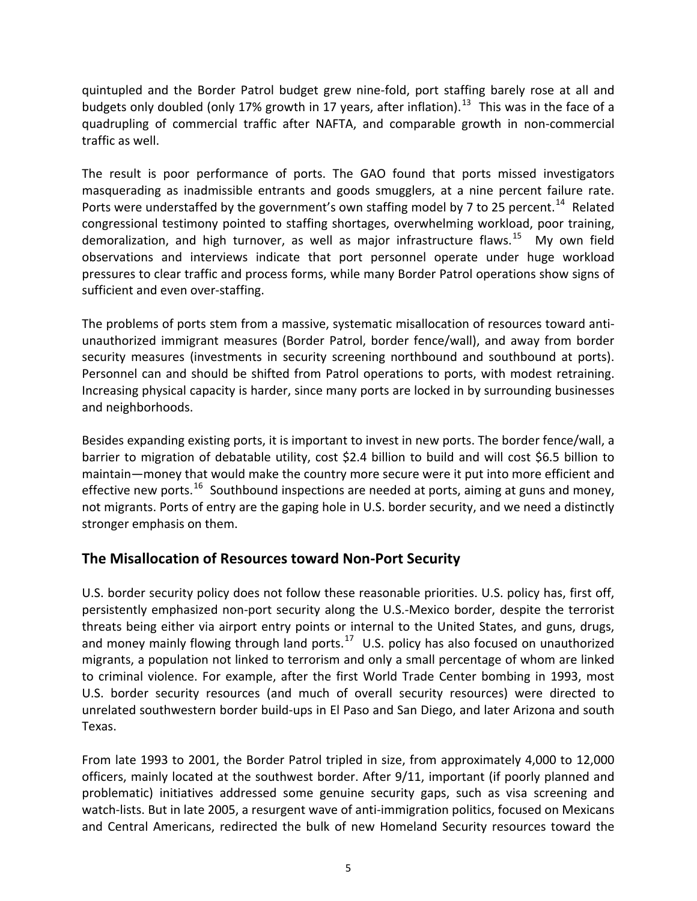quintupled and the Border Patrol budget grew nine-fold, port staffing barely rose at all and budgets only doubled (only 17% growth in 17 years, after inflation).[13] This was in the face of a quadrupling of commercial traffic after NAFTA, and comparable growth in non-commercial traffic as well.

The result is poor performance of ports. The GAO found that ports missed investigators masquerading as inadmissible entrants and goods smugglers, at a nine percent failure rate. Ports were understaffed by the government's own staffing model by 7 to 25 percent.[14] Related congressional testimony pointed to staffing shortages, overwhelming workload, poor training, demoralization, and high turnover, as well as major infrastructure flaws.[15] My own field observations and interviews indicate that port personnel operate under huge workload pressures to clear traffic and process forms, while many Border Patrol operations show signs of sufficient and even over-staffing.

The problems of ports stem from a massive, systematic misallocation of resources toward anti-unauthorized immigrant measures (Border Patrol, border fence/wall), and away from border security measures (investments in security screening northbound and southbound at ports). Personnel can and should be shifted from Patrol operations to ports, with modest retraining. Increasing physical capacity is harder, since many ports are locked in by surrounding businesses and neighborhoods.

Besides expanding existing ports, it is important to invest in new ports. The border fence/wall, a barrier to migration of debatable utility, cost $2.4 billion to build and will cost $6.5 billion to maintain—money that would make the country more secure were it put into more efficient and effective new ports.[16] Southbound inspections are needed at ports, aiming at guns and money, not migrants. Ports of entry are the gaping hole in U.S. border security, and we need a distinctly stronger emphasis on them.

## The Misallocation of Resources toward Non-Port Security

U.S. border security policy does not follow these reasonable priorities. U.S. policy has, first off, persistently emphasized non-port security along the U.S.-Mexico border, despite the terrorist threats being either via airport entry points or internal to the United States, and guns, drugs, and money mainly flowing through land ports.[17] U.S. policy has also focused on unauthorized migrants, a population not linked to terrorism and only a small percentage of whom are linked to criminal violence. For example, after the first World Trade Center bombing in 1993, most U.S. border security resources (and much of overall security resources) were directed to unrelated southwestern border build-ups in El Paso and San Diego, and later Arizona and south Texas.

From late 1993 to 2001, the Border Patrol tripled in size, from approximately 4,000 to 12,000 officers, mainly located at the southwest border. After 9/11, important (if poorly planned and problematic) initiatives addressed some genuine security gaps, such as visa screening and watch-lists. But in late 2005, a resurgent wave of anti-immigration politics, focused on Mexicans and Central Americans, redirected the bulk of new Homeland Security resources toward the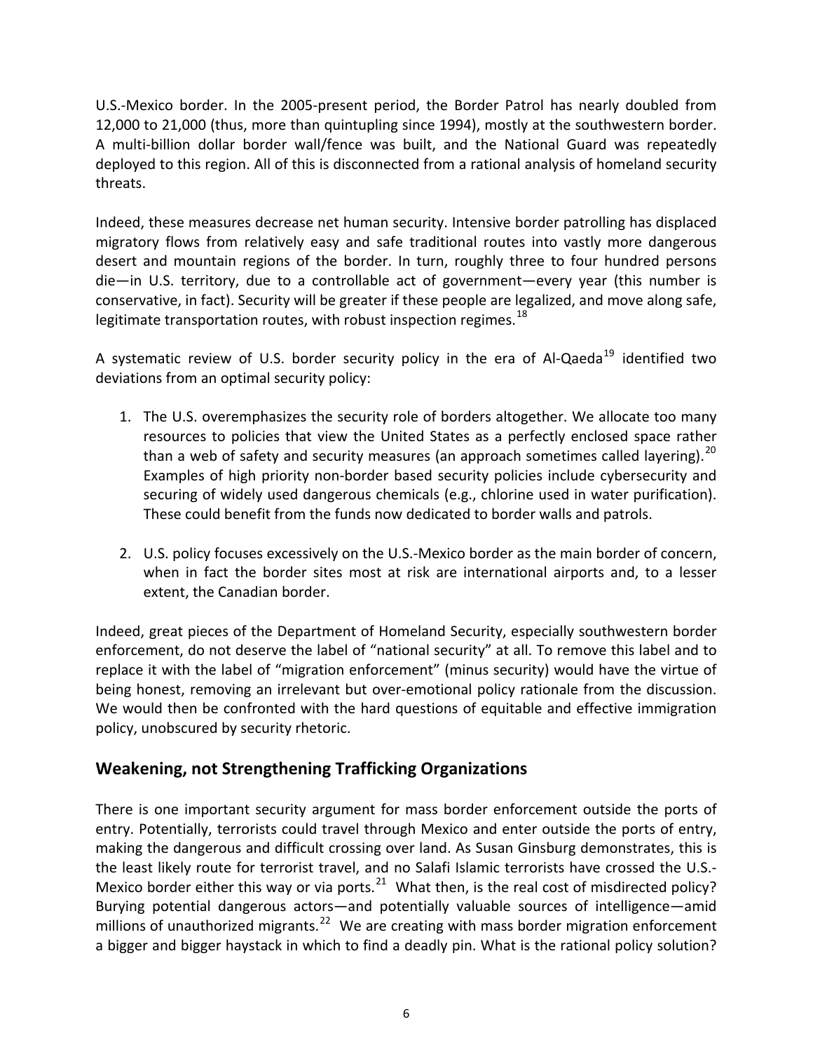U.S.-Mexico border. In the 2005-present period, the Border Patrol has nearly doubled from 12,000 to 21,000 (thus, more than quintupling since 1994), mostly at the southwestern border. A multi-billion dollar border wall/fence was built, and the National Guard was repeatedly deployed to this region. All of this is disconnected from a rational analysis of homeland security threats.

Indeed, these measures decrease net human security. Intensive border patrolling has displaced migratory flows from relatively easy and safe traditional routes into vastly more dangerous desert and mountain regions of the border. In turn, roughly three to four hundred persons die—in U.S. territory, due to a controllable act of government—every year (this number is conservative, in fact). Security will be greater if these people are legalized, and move along safe, legitimate transportation routes, with robust inspection regimes.[18]

A systematic review of U.S. border security policy in the era of Al-Qaeda[19] identified two deviations from an optimal security policy:

1. The U.S. overemphasizes the security role of borders altogether. We allocate too many resources to policies that view the United States as a perfectly enclosed space rather than a web of safety and security measures (an approach sometimes called layering).[20] Examples of high priority non-border based security policies include cybersecurity and securing of widely used dangerous chemicals (e.g., chlorine used in water purification). These could benefit from the funds now dedicated to border walls and patrols.

2. U.S. policy focuses excessively on the U.S.-Mexico border as the main border of concern, when in fact the border sites most at risk are international airports and, to a lesser extent, the Canadian border.

Indeed, great pieces of the Department of Homeland Security, especially southwestern border enforcement, do not deserve the label of "national security" at all. To remove this label and to replace it with the label of "migration enforcement" (minus security) would have the virtue of being honest, removing an irrelevant but over-emotional policy rationale from the discussion. We would then be confronted with the hard questions of equitable and effective immigration policy, unobscured by security rhetoric.

## Weakening, not Strengthening Trafficking Organizations

There is one important security argument for mass border enforcement outside the ports of entry. Potentially, terrorists could travel through Mexico and enter outside the ports of entry, making the dangerous and difficult crossing over land. As Susan Ginsburg demonstrates, this is the least likely route for terrorist travel, and no Salafi Islamic terrorists have crossed the U.S.-Mexico border either this way or via ports.[21] What then, is the real cost of misdirected policy? Burying potential dangerous actors—and potentially valuable sources of intelligence—amid millions of unauthorized migrants.[22] We are creating with mass border migration enforcement a bigger and bigger haystack in which to find a deadly pin. What is the rational policy solution?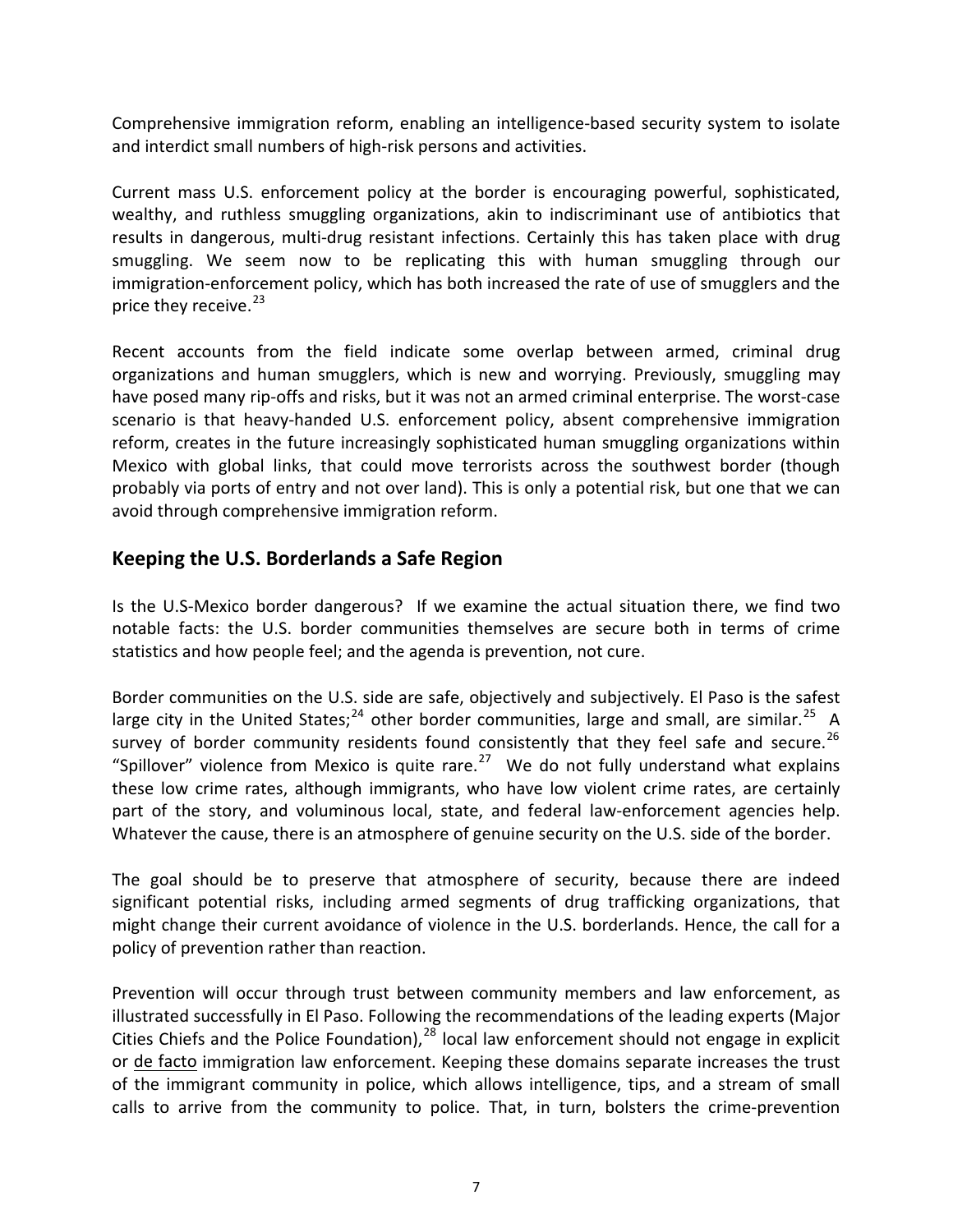Comprehensive immigration reform, enabling an intelligence-based security system to isolate and interdict small numbers of high-risk persons and activities.

Current mass U.S. enforcement policy at the border is encouraging powerful, sophisticated, wealthy, and ruthless smuggling organizations, akin to indiscriminant use of antibiotics that results in dangerous, multi-drug resistant infections. Certainly this has taken place with drug smuggling. We seem now to be replicating this with human smuggling through our immigration-enforcement policy, which has both increased the rate of use of smugglers and the price they receive.[23]

Recent accounts from the field indicate some overlap between armed, criminal drug organizations and human smugglers, which is new and worrying. Previously, smuggling may have posed many rip-offs and risks, but it was not an armed criminal enterprise. The worst-case scenario is that heavy-handed U.S. enforcement policy, absent comprehensive immigration reform, creates in the future increasingly sophisticated human smuggling organizations within Mexico with global links, that could move terrorists across the southwest border (though probably via ports of entry and not over land). This is only a potential risk, but one that we can avoid through comprehensive immigration reform.

## Keeping the U.S. Borderlands a Safe Region

Is the U.S-Mexico border dangerous? If we examine the actual situation there, we find two notable facts: the U.S. border communities themselves are secure both in terms of crime statistics and how people feel; and the agenda is prevention, not cure.

Border communities on the U.S. side are safe, objectively and subjectively. El Paso is the safest large city in the United States;[24] other border communities, large and small, are similar.[25] A survey of border community residents found consistently that they feel safe and secure.[26] "Spillover" violence from Mexico is quite rare.[27] We do not fully understand what explains these low crime rates, although immigrants, who have low violent crime rates, are certainly part of the story, and voluminous local, state, and federal law-enforcement agencies help. Whatever the cause, there is an atmosphere of genuine security on the U.S. side of the border.

The goal should be to preserve that atmosphere of security, because there are indeed significant potential risks, including armed segments of drug trafficking organizations, that might change their current avoidance of violence in the U.S. borderlands. Hence, the call for a policy of prevention rather than reaction.

Prevention will occur through trust between community members and law enforcement, as illustrated successfully in El Paso. Following the recommendations of the leading experts (Major Cities Chiefs and the Police Foundation),[28] local law enforcement should not engage in explicit or de facto immigration law enforcement. Keeping these domains separate increases the trust of the immigrant community in police, which allows intelligence, tips, and a stream of small calls to arrive from the community to police. That, in turn, bolsters the crime-prevention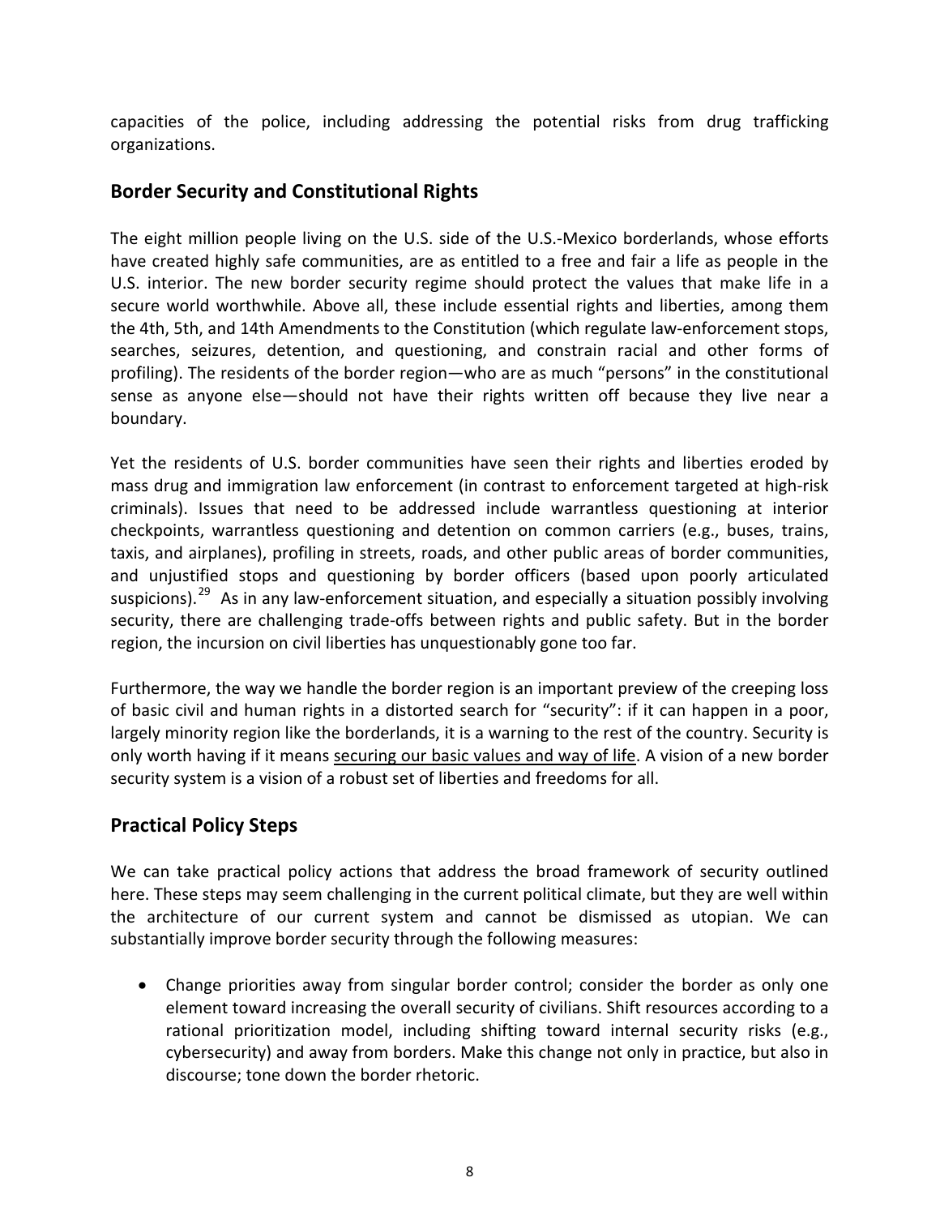capacities of the police, including addressing the potential risks from drug trafficking organizations.

## Border Security and Constitutional Rights

The eight million people living on the U.S. side of the U.S.-Mexico borderlands, whose efforts have created highly safe communities, are as entitled to a free and fair a life as people in the U.S. interior. The new border security regime should protect the values that make life in a secure world worthwhile. Above all, these include essential rights and liberties, among them the 4th, 5th, and 14th Amendments to the Constitution (which regulate law-enforcement stops, searches, seizures, detention, and questioning, and constrain racial and other forms of profiling). The residents of the border region—who are as much "persons" in the constitutional sense as anyone else—should not have their rights written off because they live near a boundary.

Yet the residents of U.S. border communities have seen their rights and liberties eroded by mass drug and immigration law enforcement (in contrast to enforcement targeted at high-risk criminals). Issues that need to be addressed include warrantless questioning at interior checkpoints, warrantless questioning and detention on common carriers (e.g., buses, trains, taxis, and airplanes), profiling in streets, roads, and other public areas of border communities, and unjustified stops and questioning by border officers (based upon poorly articulated suspicions).[29] As in any law-enforcement situation, and especially a situation possibly involving security, there are challenging trade-offs between rights and public safety. But in the border region, the incursion on civil liberties has unquestionably gone too far.

Furthermore, the way we handle the border region is an important preview of the creeping loss of basic civil and human rights in a distorted search for "security": if it can happen in a poor, largely minority region like the borderlands, it is a warning to the rest of the country. Security is only worth having if it means securing our basic values and way of life. A vision of a new border security system is a vision of a robust set of liberties and freedoms for all.

## Practical Policy Steps

We can take practical policy actions that address the broad framework of security outlined here. These steps may seem challenging in the current political climate, but they are well within the architecture of our current system and cannot be dismissed as utopian. We can substantially improve border security through the following measures:

- Change priorities away from singular border control; consider the border as only one element toward increasing the overall security of civilians. Shift resources according to a rational prioritization model, including shifting toward internal security risks (e.g., cybersecurity) and away from borders. Make this change not only in practice, but also in discourse; tone down the border rhetoric.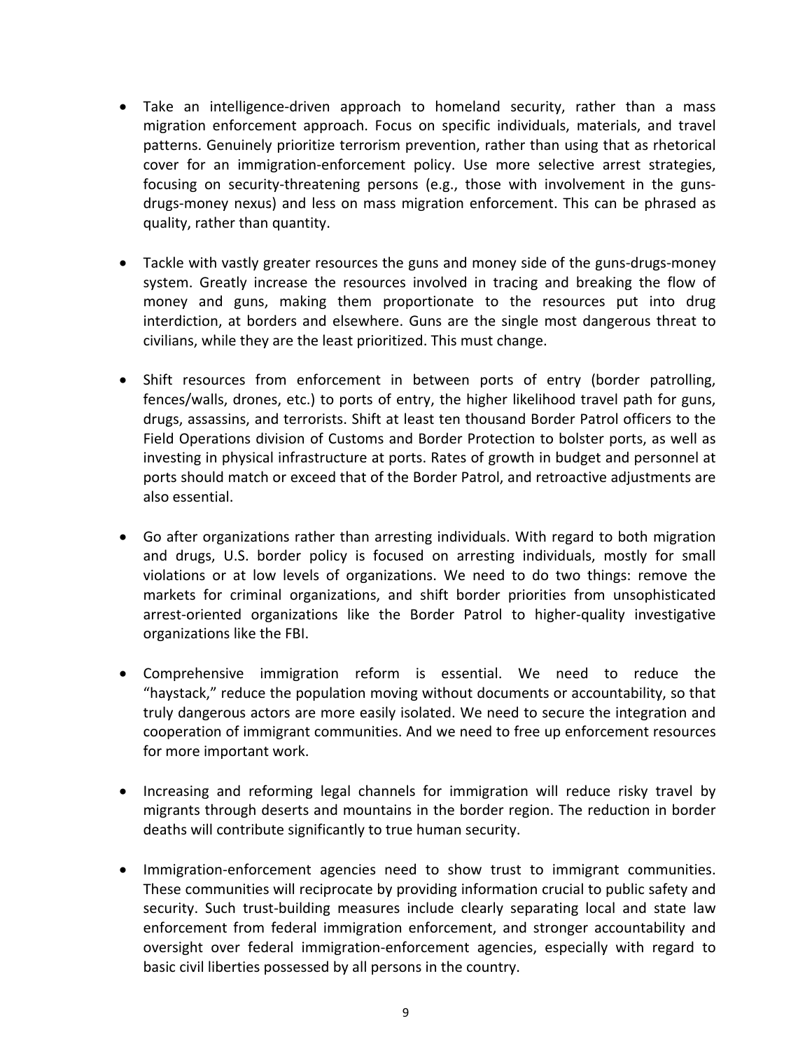- Take an intelligence-driven approach to homeland security, rather than a mass migration enforcement approach. Focus on specific individuals, materials, and travel patterns. Genuinely prioritize terrorism prevention, rather than using that as rhetorical cover for an immigration-enforcement policy. Use more selective arrest strategies, focusing on security-threatening persons (e.g., those with involvement in the guns-drugs-money nexus) and less on mass migration enforcement. This can be phrased as quality, rather than quantity.

- Tackle with vastly greater resources the guns and money side of the guns-drugs-money system. Greatly increase the resources involved in tracing and breaking the flow of money and guns, making them proportionate to the resources put into drug interdiction, at borders and elsewhere. Guns are the single most dangerous threat to civilians, while they are the least prioritized. This must change.

- Shift resources from enforcement in between ports of entry (border patrolling, fences/walls, drones, etc.) to ports of entry, the higher likelihood travel path for guns, drugs, assassins, and terrorists. Shift at least ten thousand Border Patrol officers to the Field Operations division of Customs and Border Protection to bolster ports, as well as investing in physical infrastructure at ports. Rates of growth in budget and personnel at ports should match or exceed that of the Border Patrol, and retroactive adjustments are also essential.

- Go after organizations rather than arresting individuals. With regard to both migration and drugs, U.S. border policy is focused on arresting individuals, mostly for small violations or at low levels of organizations. We need to do two things: remove the markets for criminal organizations, and shift border priorities from unsophisticated arrest-oriented organizations like the Border Patrol to higher-quality investigative organizations like the FBI.

- Comprehensive immigration reform is essential. We need to reduce the "haystack," reduce the population moving without documents or accountability, so that truly dangerous actors are more easily isolated. We need to secure the integration and cooperation of immigrant communities. And we need to free up enforcement resources for more important work.

- Increasing and reforming legal channels for immigration will reduce risky travel by migrants through deserts and mountains in the border region. The reduction in border deaths will contribute significantly to true human security.

- Immigration-enforcement agencies need to show trust to immigrant communities. These communities will reciprocate by providing information crucial to public safety and security. Such trust-building measures include clearly separating local and state law enforcement from federal immigration enforcement, and stronger accountability and oversight over federal immigration-enforcement agencies, especially with regard to basic civil liberties possessed by all persons in the country.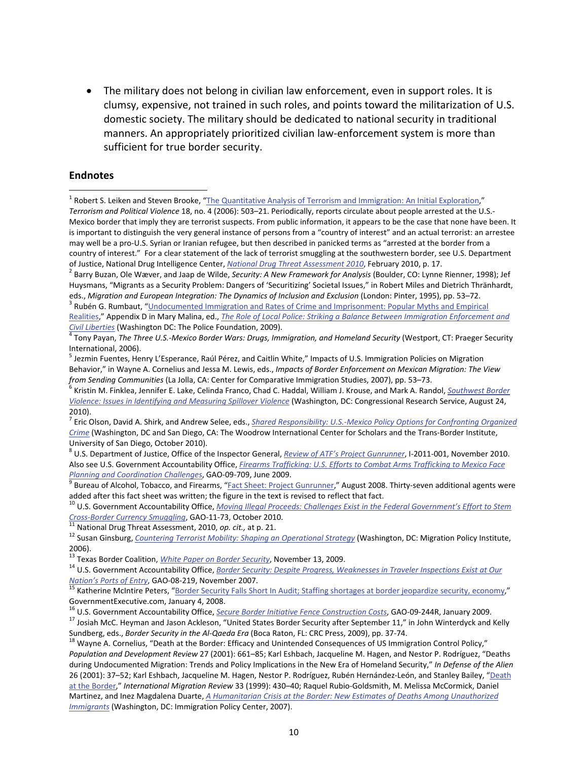- The military does not belong in civilian law enforcement, even in support roles. It is clumsy, expensive, not trained in such roles, and points toward the militarization of U.S. domestic society. The military should be dedicated to national security in traditional manners. An appropriately prioritized civilian law-enforcement system is more than sufficient for true border security.

## Endnotes

[1] Robert S. Leiken and Steven Brooke, "The Quantitative Analysis of Terrorism and Immigration: An Initial Exploration," *Terrorism and Political Violence* 18, no. 4 (2006): 503–21. Periodically, reports circulate about people arrested at the U.S.-Mexico border that imply they are terrorist suspects. From public information, it appears to be the case that none have been. It is important to distinguish the very general instance of persons from a "country of interest" and an actual terrorist: an arrestee may well be a pro-U.S. Syrian or Iranian refugee, but then described in panicked terms as "arrested at the border from a country of interest." For a clear statement of the lack of terrorist smuggling at the southwestern border, see U.S. Department of Justice, National Drug Intelligence Center, *National Drug Threat Assessment 2010*, February 2010, p. 17.

[2] Barry Buzan, Ole Wæver, and Jaap de Wilde, *Security: A New Framework for Analysis* (Boulder, CO: Lynne Rienner, 1998); Jef Huysmans, "Migrants as a Security Problem: Dangers of 'Securitizing' Societal Issues," in Robert Miles and Dietrich Thränhardt, eds., *Migration and European Integration: The Dynamics of Inclusion and Exclusion* (London: Pinter, 1995), pp. 53–72.

[3] Rubén G. Rumbaut, "Undocumented Immigration and Rates of Crime and Imprisonment: Popular Myths and Empirical Realities," Appendix D in Mary Malina, ed., *The Role of Local Police: Striking a Balance Between Immigration Enforcement and Civil Liberties* (Washington DC: The Police Foundation, 2009).

[4] Tony Payan, *The Three U.S.-Mexico Border Wars: Drugs, Immigration, and Homeland Security* (Westport, CT: Praeger Security International, 2006).

[5] Jezmin Fuentes, Henry L'Esperance, Raúl Pérez, and Caitlin White," Impacts of U.S. Immigration Policies on Migration Behavior," in Wayne A. Cornelius and Jessa M. Lewis, eds., *Impacts of Border Enforcement on Mexican Migration: The View from Sending Communities* (La Jolla, CA: Center for Comparative Immigration Studies, 2007), pp. 53–73.

[6] Kristin M. Finklea, Jennifer E. Lake, Celinda Franco, Chad C. Haddal, William J. Krouse, and Mark A. Randol, *Southwest Border Violence: Issues in Identifying and Measuring Spillover Violence* (Washington, DC: Congressional Research Service, August 24, 2010).

[7] Eric Olson, David A. Shirk, and Andrew Selee, eds., *Shared Responsibility: U.S.-Mexico Policy Options for Confronting Organized Crime* (Washington, DC and San Diego, CA: The Woodrow International Center for Scholars and the Trans-Border Institute, University of San Diego, October 2010).

[8] U.S. Department of Justice, Office of the Inspector General, *Review of ATF's Project Gunrunner*, I-2011-001, November 2010. Also see U.S. Government Accountability Office, *Firearms Trafficking: U.S. Efforts to Combat Arms Trafficking to Mexico Face Planning and Coordination Challenges*, GAO-09-709, June 2009.

[9] Bureau of Alcohol, Tobacco, and Firearms, "Fact Sheet: Project Gunrunner," August 2008. Thirty-seven additional agents were added after this fact sheet was written; the figure in the text is revised to reflect that fact.

[10] U.S. Government Accountability Office, *Moving Illegal Proceeds: Challenges Exist in the Federal Government's Effort to Stem Cross-Border Currency Smuggling*, GAO-11-73, October 2010.

[11] National Drug Threat Assessment, 2010, *op. cit.,* at p. 21.

[12] Susan Ginsburg, *Countering Terrorist Mobility: Shaping an Operational Strategy* (Washington, DC: Migration Policy Institute, 2006).

[13] Texas Border Coalition, *White Paper on Border Security*, November 13, 2009.

[14] U.S. Government Accountability Office, *Border Security: Despite Progress, Weaknesses in Traveler Inspections Exist at Our Nation's Ports of Entry*, GAO-08-219, November 2007.

[15] Katherine McIntire Peters, "Border Security Falls Short In Audit; Staffing shortages at border jeopardize security, economy," GovernmentExecutive.com, January 4, 2008.

[16] U.S. Government Accountability Office, *Secure Border Initiative Fence Construction Costs*, GAO-09-244R, January 2009.

[17] Josiah McC. Heyman and Jason Ackleson, "United States Border Security after September 11," in John Winterdyck and Kelly Sundberg, eds., *Border Security in the Al-Qaeda Era* (Boca Raton, FL: CRC Press, 2009), pp. 37-74.

[18] Wayne A. Cornelius, "Death at the Border: Efficacy and Unintended Consequences of US Immigration Control Policy," *Population and Development Review* 27 (2001): 661–85; Karl Eshbach, Jacqueline M. Hagen, and Nestor P. Rodríguez, "Deaths during Undocumented Migration: Trends and Policy Implications in the New Era of Homeland Security," *In Defense of the Alien* 26 (2001): 37–52; Karl Eshbach, Jacqueline M. Hagen, Nestor P. Rodríguez, Rubén Hernández-León, and Stanley Bailey, "Death at the Border," *International Migration Review* 33 (1999): 430–40; Raquel Rubio-Goldsmith, M. Melissa McCormick, Daniel Martinez, and Inez Magdalena Duarte, *A Humanitarian Crisis at the Border: New Estimates of Deaths Among Unauthorized Immigrants* (Washington, DC: Immigration Policy Center, 2007).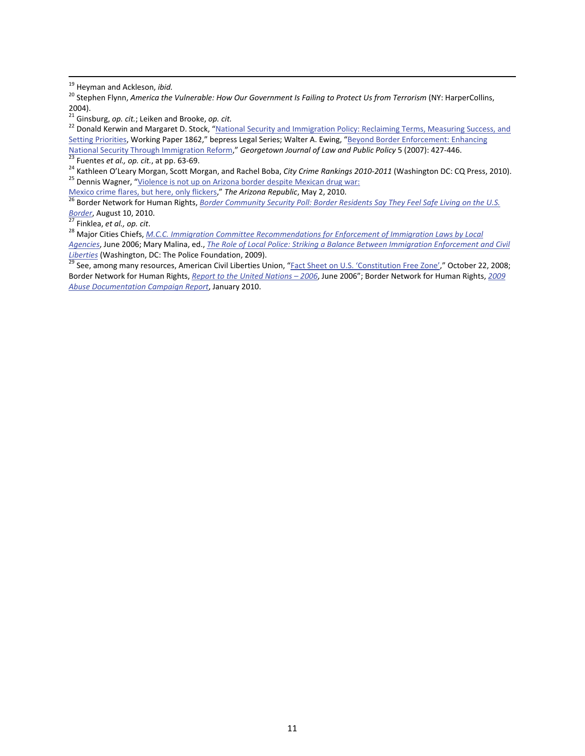[19] Heyman and Ackleson, *ibid.*

[20] Stephen Flynn, *America the Vulnerable: How Our Government Is Failing to Protect Us from Terrorism* (NY: HarperCollins, 2004).

[21] Ginsburg, *op. cit.*; Leiken and Brooke, *op. cit.*

[22] Donald Kerwin and Margaret D. Stock, "National Security and Immigration Policy: Reclaiming Terms, Measuring Success, and Setting Priorities, Working Paper 1862," bepress Legal Series; Walter A. Ewing, "Beyond Border Enforcement: Enhancing National Security Through Immigration Reform," *Georgetown Journal of Law and Public Policy* 5 (2007): 427-446.

[23] Fuentes *et al., op. cit.*, at pp. 63-69.

[24] Kathleen O'Leary Morgan, Scott Morgan, and Rachel Boba, *City Crime Rankings 2010-2011* (Washington DC: CQ Press, 2010).

[25] Dennis Wagner, "Violence is not up on Arizona border despite Mexican drug war: Mexico crime flares, but here, only flickers," *The Arizona Republic*, May 2, 2010.

[26] Border Network for Human Rights, *Border Community Security Poll: Border Residents Say They Feel Safe Living on the U.S. Border*, August 10, 2010.

[27] Finklea, *et al., op. cit*.

[28] Major Cities Chiefs, *M.C.C. Immigration Committee Recommendations for Enforcement of Immigration Laws by Local Agencies*, June 2006; Mary Malina, ed., *The Role of Local Police: Striking a Balance Between Immigration Enforcement and Civil Liberties* (Washington, DC: The Police Foundation, 2009).

[29] See, among many resources, American Civil Liberties Union, "Fact Sheet on U.S. 'Constitution Free Zone'," October 22, 2008; Border Network for Human Rights, *Report to the United Nations – 2006*, June 2006"; Border Network for Human Rights, *2009 Abuse Documentation Campaign Report*, January 2010.